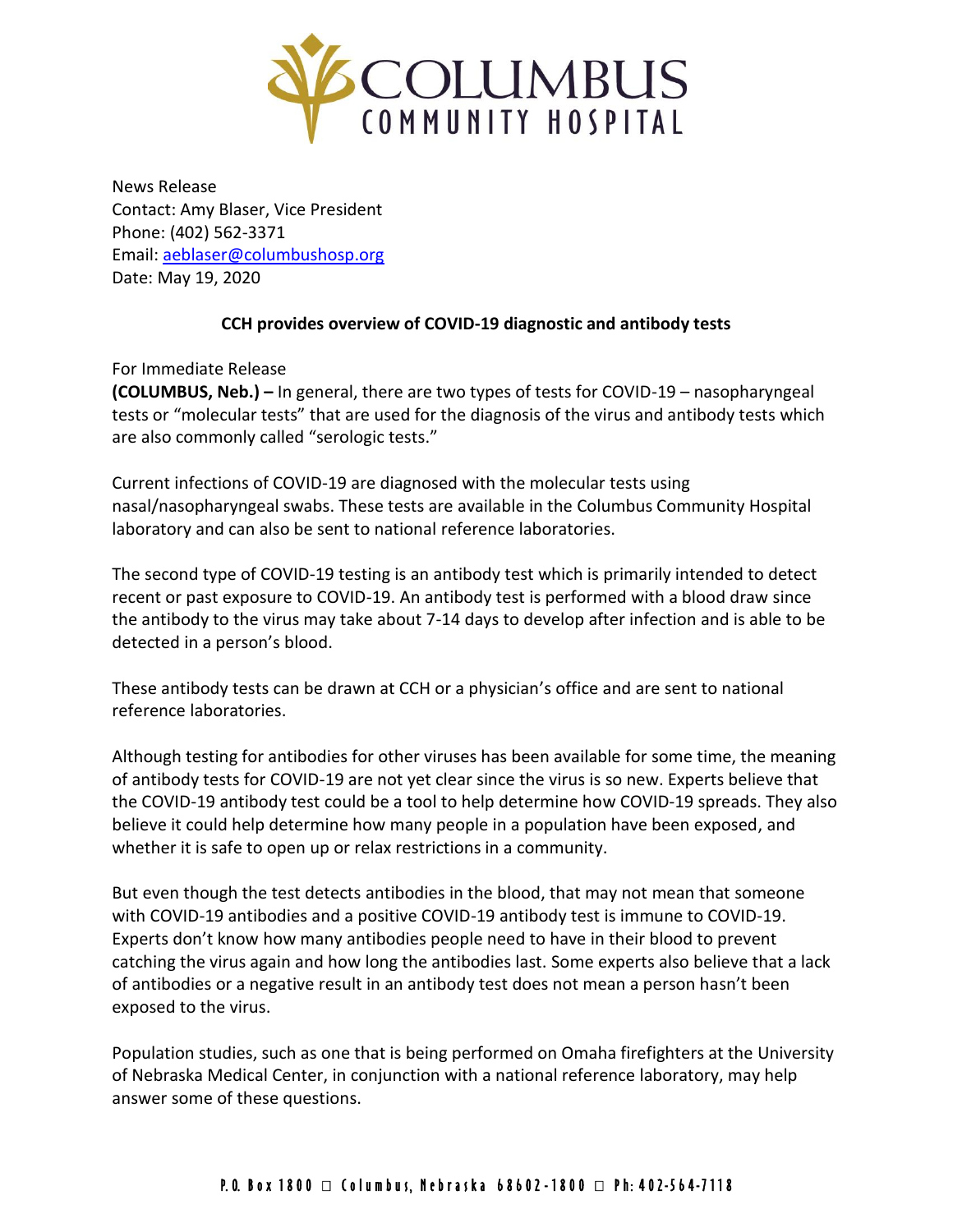News Release
Contact: Amy Blaser, Vice President
Phone: (402) 562-3371
Email: aeblaser@columbushosp.org
Date: May 19, 2020

## CCH provides overview of COVID-19 diagnostic and antibody tests

For Immediate Release

**(COLUMBUS, Neb.) –** In general, there are two types of tests for COVID-19 – nasopharyngeal tests or "molecular tests" that are used for the diagnosis of the virus and antibody tests which are also commonly called "serologic tests."

Current infections of COVID-19 are diagnosed with the molecular tests using nasal/nasopharyngeal swabs. These tests are available in the Columbus Community Hospital laboratory and can also be sent to national reference laboratories.

The second type of COVID-19 testing is an antibody test which is primarily intended to detect recent or past exposure to COVID-19. An antibody test is performed with a blood draw since the antibody to the virus may take about 7-14 days to develop after infection and is able to be detected in a person's blood.

These antibody tests can be drawn at CCH or a physician's office and are sent to national reference laboratories.

Although testing for antibodies for other viruses has been available for some time, the meaning of antibody tests for COVID-19 are not yet clear since the virus is so new. Experts believe that the COVID-19 antibody test could be a tool to help determine how COVID-19 spreads. They also believe it could help determine how many people in a population have been exposed, and whether it is safe to open up or relax restrictions in a community.

But even though the test detects antibodies in the blood, that may not mean that someone with COVID-19 antibodies and a positive COVID-19 antibody test is immune to COVID-19. Experts don't know how many antibodies people need to have in their blood to prevent catching the virus again and how long the antibodies last. Some experts also believe that a lack of antibodies or a negative result in an antibody test does not mean a person hasn't been exposed to the virus.

Population studies, such as one that is being performed on Omaha firefighters at the University of Nebraska Medical Center, in conjunction with a national reference laboratory, may help answer some of these questions.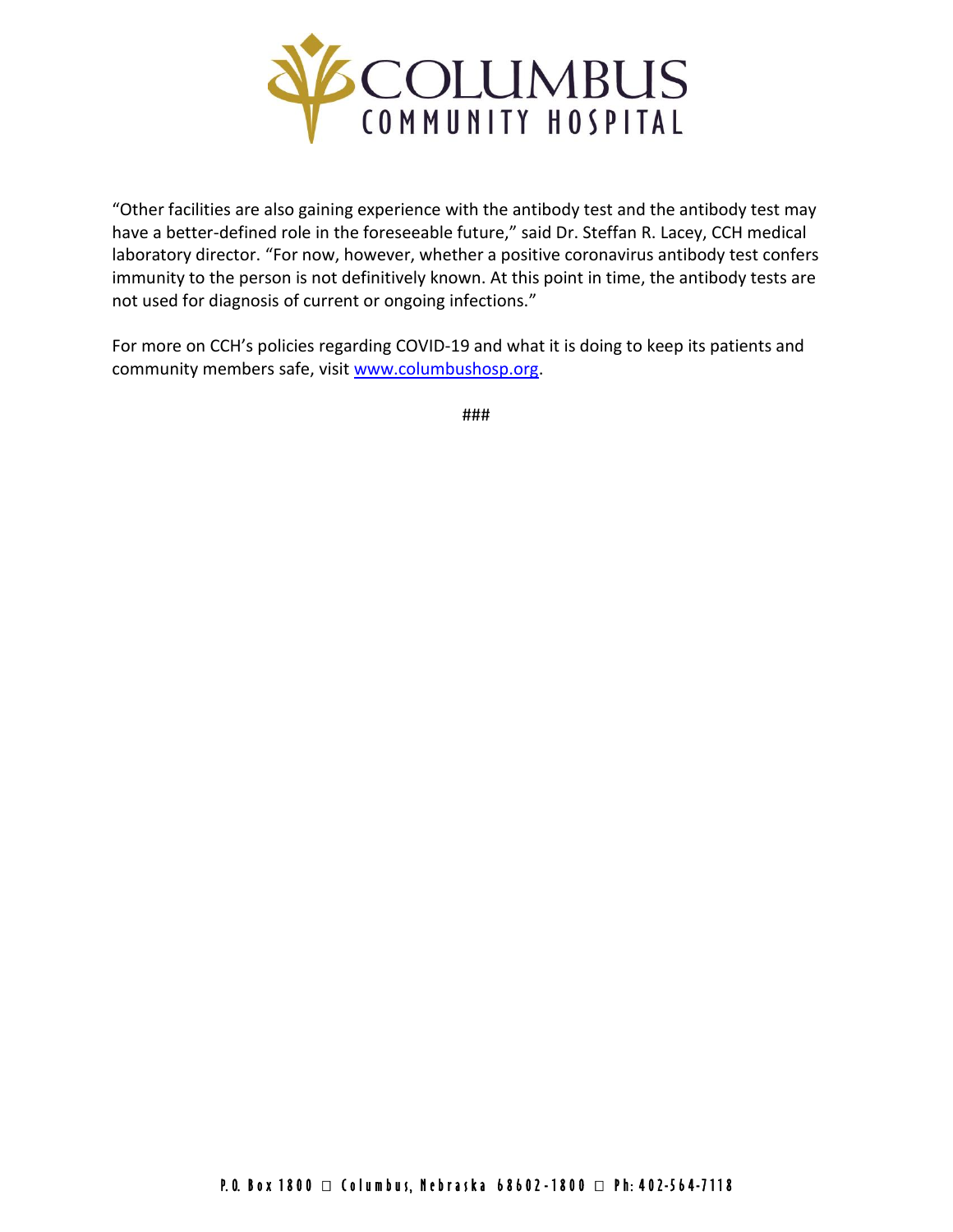"Other facilities are also gaining experience with the antibody test and the antibody test may have a better-defined role in the foreseeable future," said Dr. Steffan R. Lacey, CCH medical laboratory director. "For now, however, whether a positive coronavirus antibody test confers immunity to the person is not definitively known. At this point in time, the antibody tests are not used for diagnosis of current or ongoing infections."

For more on CCH's policies regarding COVID-19 and what it is doing to keep its patients and community members safe, visit www.columbushosp.org.

###